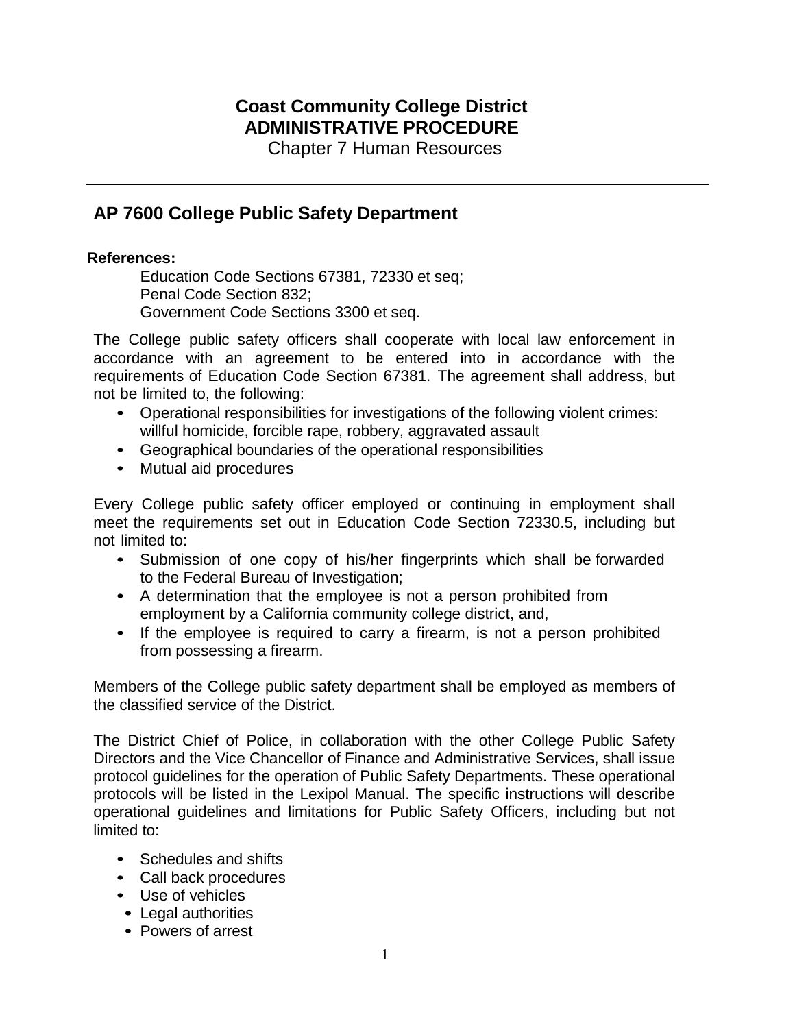**Coast Community College District**
**ADMINISTRATIVE PROCEDURE**
Chapter 7 Human Resources

---

## AP 7600 College Public Safety Department

**References:**

Education Code Sections 67381, 72330 et seq;
Penal Code Section 832;
Government Code Sections 3300 et seq.

The College public safety officers shall cooperate with local law enforcement in accordance with an agreement to be entered into in accordance with the requirements of Education Code Section 67381. The agreement shall address, but not be limited to, the following:

- Operational responsibilities for investigations of the following violent crimes: willful homicide, forcible rape, robbery, aggravated assault
- Geographical boundaries of the operational responsibilities
- Mutual aid procedures

Every College public safety officer employed or continuing in employment shall meet the requirements set out in Education Code Section 72330.5, including but not limited to:

- Submission of one copy of his/her fingerprints which shall be forwarded to the Federal Bureau of Investigation;
- A determination that the employee is not a person prohibited from employment by a California community college district, and,
- If the employee is required to carry a firearm, is not a person prohibited from possessing a firearm.

Members of the College public safety department shall be employed as members of the classified service of the District.

The District Chief of Police, in collaboration with the other College Public Safety Directors and the Vice Chancellor of Finance and Administrative Services, shall issue protocol guidelines for the operation of Public Safety Departments. These operational protocols will be listed in the Lexipol Manual. The specific instructions will describe operational guidelines and limitations for Public Safety Officers, including but not limited to:

- Schedules and shifts
- Call back procedures
- Use of vehicles
- Legal authorities
- Powers of arrest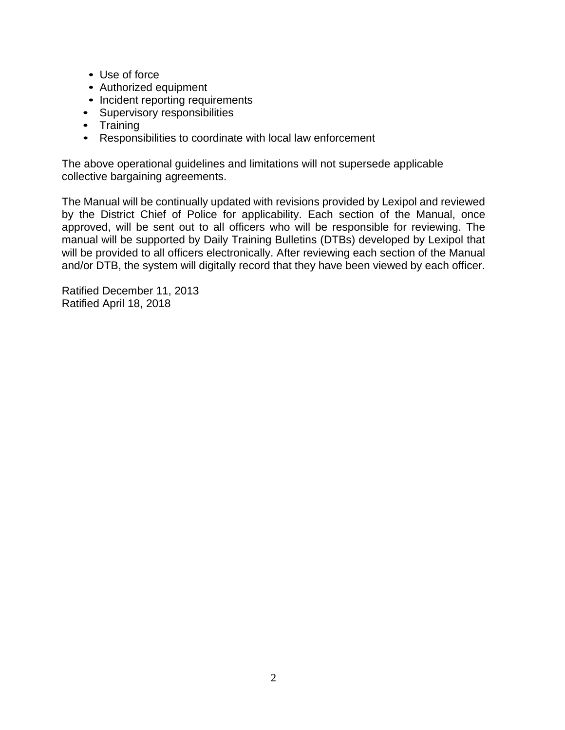- Use of force
- Authorized equipment
- Incident reporting requirements
- Supervisory responsibilities
- Training
- Responsibilities to coordinate with local law enforcement

The above operational guidelines and limitations will not supersede applicable collective bargaining agreements.

The Manual will be continually updated with revisions provided by Lexipol and reviewed by the District Chief of Police for applicability. Each section of the Manual, once approved, will be sent out to all officers who will be responsible for reviewing. The manual will be supported by Daily Training Bulletins (DTBs) developed by Lexipol that will be provided to all officers electronically. After reviewing each section of the Manual and/or DTB, the system will digitally record that they have been viewed by each officer.

Ratified December 11, 2013
Ratified April 18, 2018